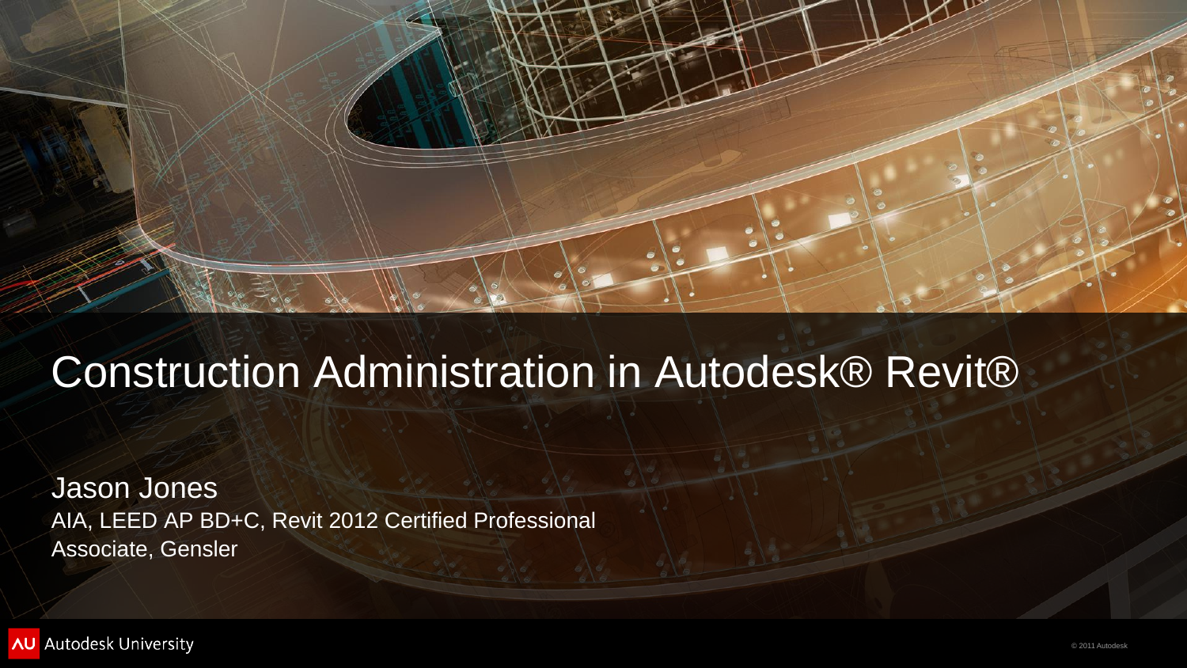# Construction Administration in Autodesk® Revit®

Jason Jones

AIA, LEED AP BD+C, Revit 2012 Certified Professional

Associate, Gensler

Autodesk University

© 2011 Autodesk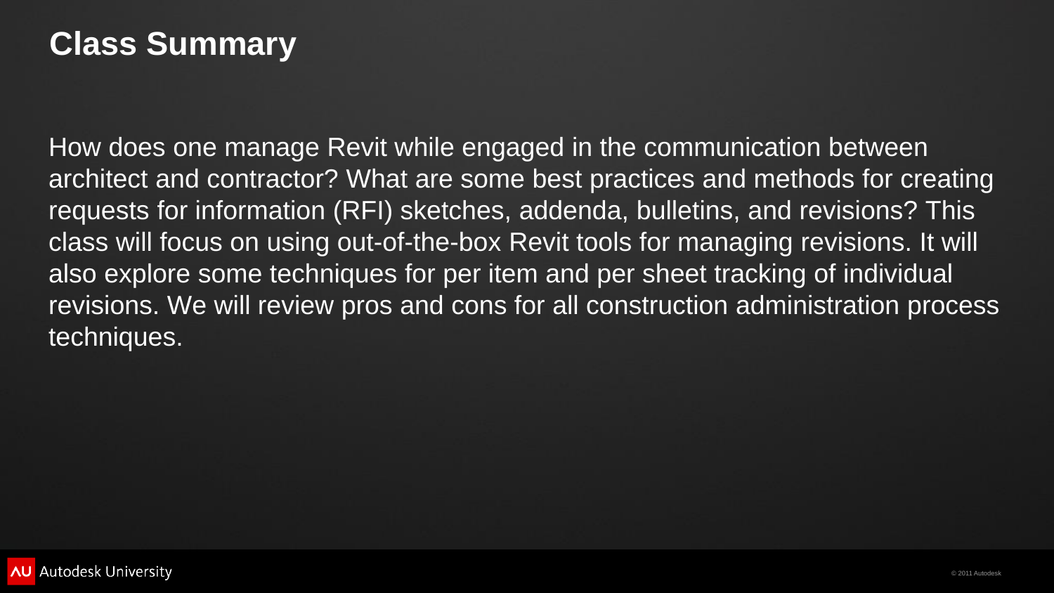# Class Summary

How does one manage Revit while engaged in the communication between architect and contractor? What are some best practices and methods for creating requests for information (RFI) sketches, addenda, bulletins, and revisions? This class will focus on using out-of-the-box Revit tools for managing revisions. It will also explore some techniques for per item and per sheet tracking of individual revisions. We will review pros and cons for all construction administration process techniques.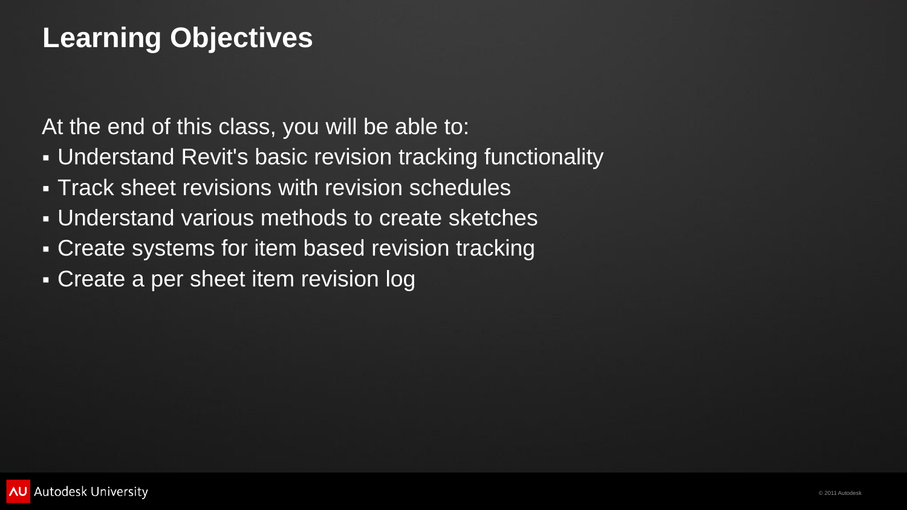# Learning Objectives

At the end of this class, you will be able to:

- Understand Revit's basic revision tracking functionality
- Track sheet revisions with revision schedules
- Understand various methods to create sketches
- Create systems for item based revision tracking
- Create a per sheet item revision log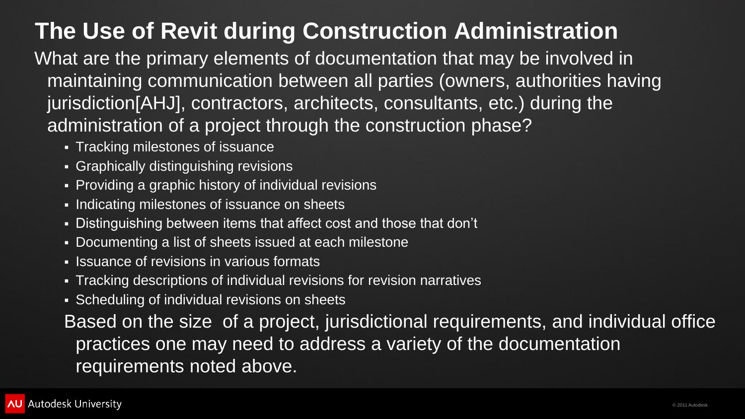# The Use of Revit during Construction Administration

What are the primary elements of documentation that may be involved in maintaining communication between all parties (owners, authorities having jurisdiction[AHJ], contractors, architects, consultants, etc.) during the administration of a project through the construction phase?

- Tracking milestones of issuance
- Graphically distinguishing revisions
- Providing a graphic history of individual revisions
- Indicating milestones of issuance on sheets
- Distinguishing between items that affect cost and those that don't
- Documenting a list of sheets issued at each milestone
- Issuance of revisions in various formats
- Tracking descriptions of individual revisions for revision narratives
- Scheduling of individual revisions on sheets

Based on the size of a project, jurisdictional requirements, and individual office practices one may need to address a variety of the documentation requirements noted above.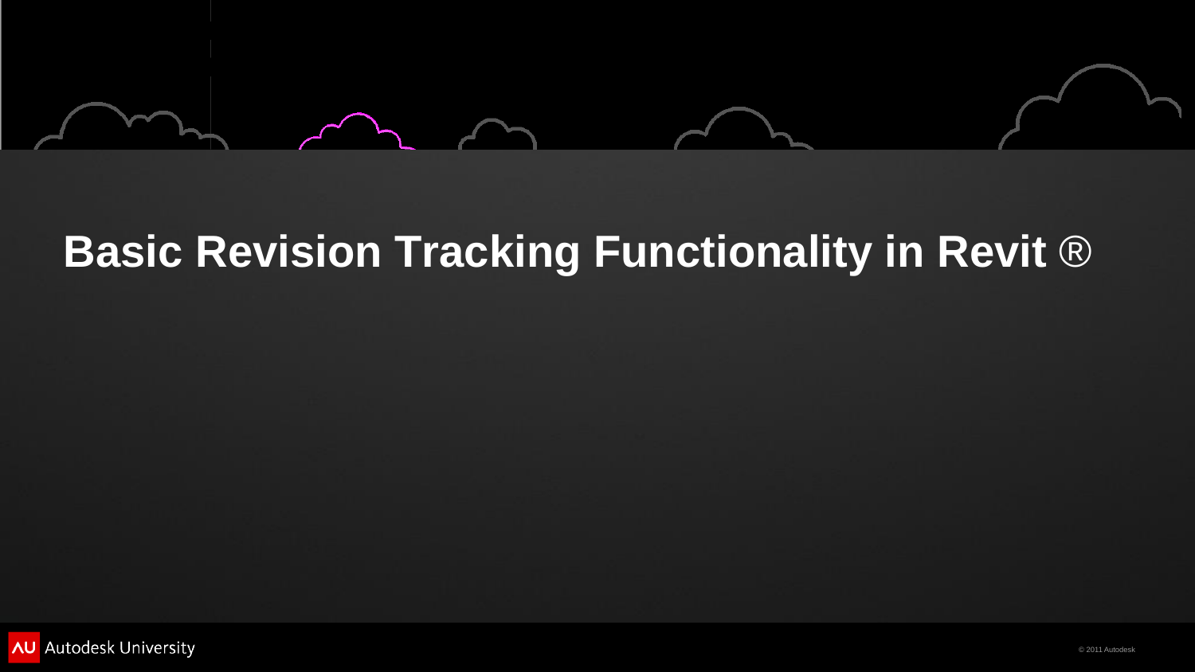# Basic Revision Tracking Functionality in Revit ®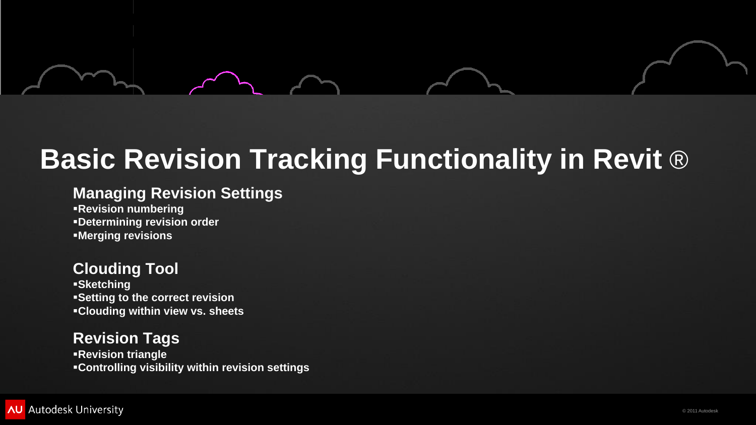# Basic Revision Tracking Functionality in Revit ®

## Managing Revision Settings

- **Revision numbering**
- **Determining revision order**
- **Merging revisions**

## Clouding Tool

- **Sketching**
- **Setting to the correct revision**
- **Clouding within view vs. sheets**

## Revision Tags

- **Revision triangle**
- **Controlling visibility within revision settings**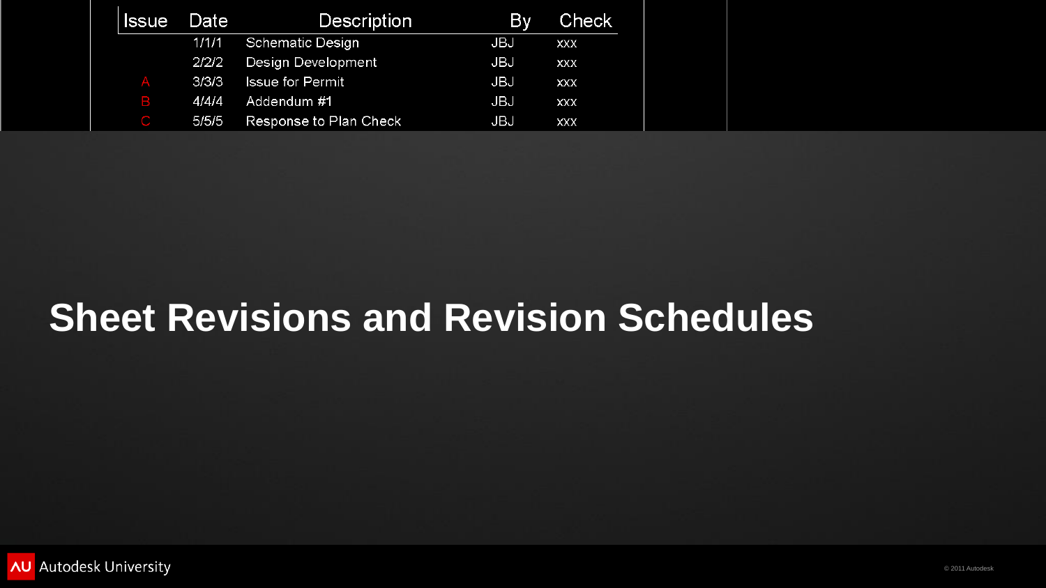| Issue | Date | Description | By | Check |
|---|---|---|---|---|
| | 1/1/1 | Schematic Design | JBJ | xxx |
| | 2/2/2 | Design Development | JBJ | xxx |
| A | 3/3/3 | Issue for Permit | JBJ | xxx |
| B | 4/4/4 | Addendum #1 | JBJ | xxx |
| C | 5/5/5 | Response to Plan Check | JBJ | xxx |

# Sheet Revisions and Revision Schedules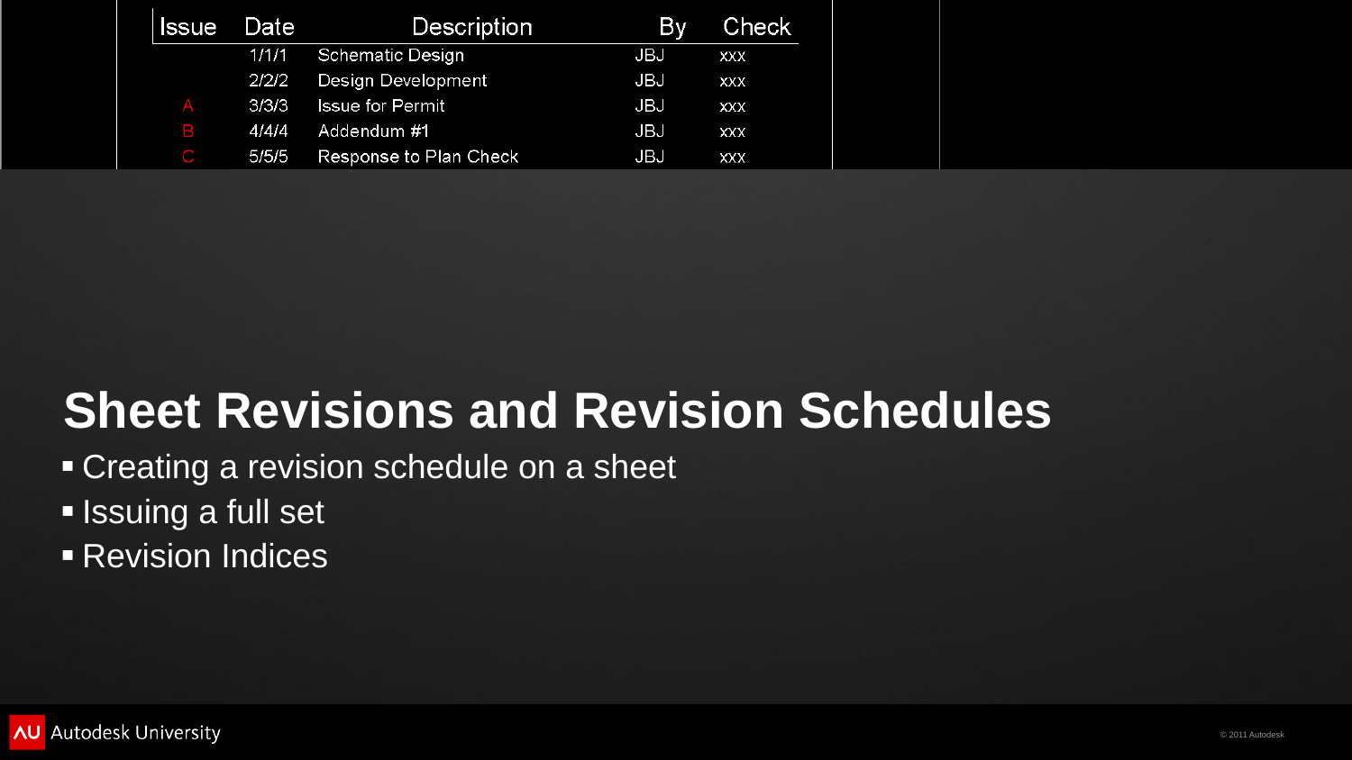| Issue | Date | Description | By | Check |
| --- | --- | --- | --- | --- |
| | 1/1/1 | Schematic Design | JBJ | xxx |
| | 2/2/2 | Design Development | JBJ | xxx |
| A | 3/3/3 | Issue for Permit | JBJ | xxx |
| B | 4/4/4 | Addendum #1 | JBJ | xxx |
| C | 5/5/5 | Response to Plan Check | JBJ | xxx |

# Sheet Revisions and Revision Schedules

- Creating a revision schedule on a sheet
- Issuing a full set
- Revision Indices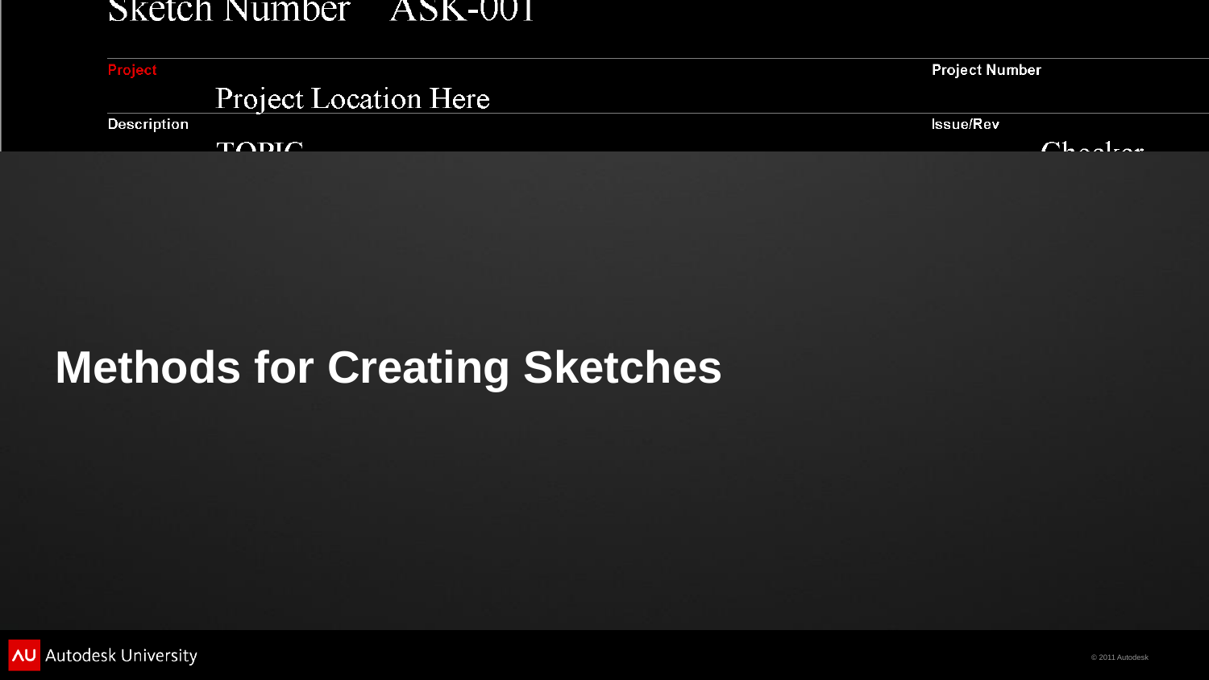Sketch Number ASK-001

| Project | | Project Number |
|---|---|---|
| | Project Location Here | |
| Description | | Issue/Rev |
| | TOPIC | Checker |

# Methods for Creating Sketches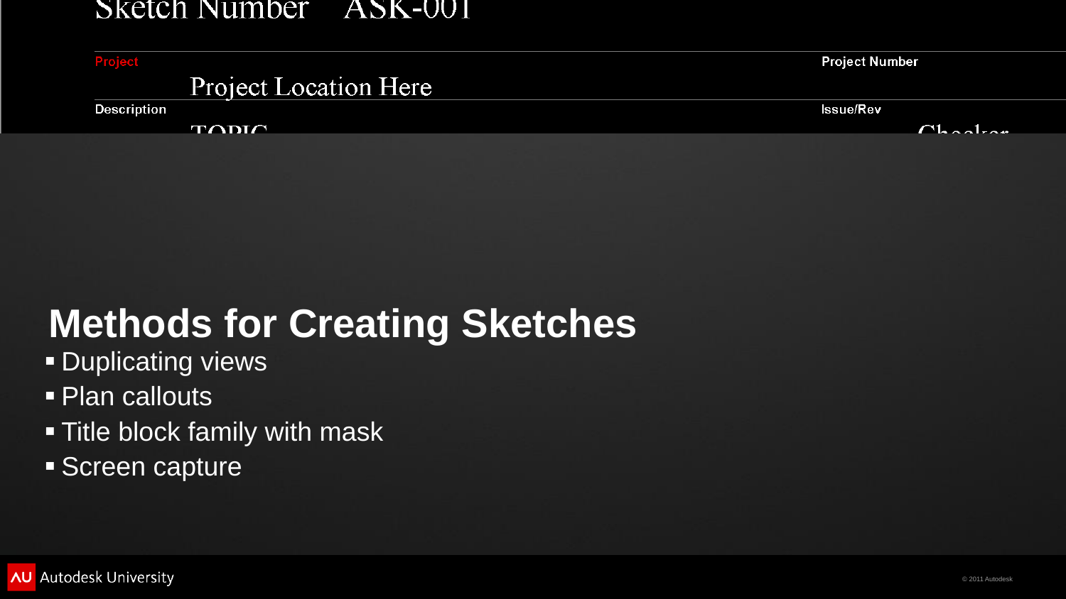Sketch Number ASK-001

| Project | | Project Number |
|---|---|---|
| | Project Location Here | |
| Description | | Issue/Rev |
| | TOPIC | Checker |

# Methods for Creating Sketches

- Duplicating views
- Plan callouts
- Title block family with mask
- Screen capture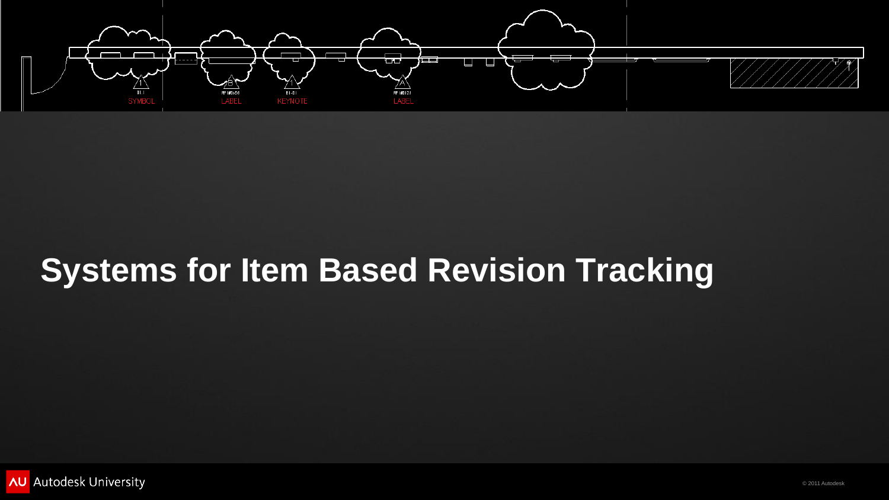# Systems for Item Based Revision Tracking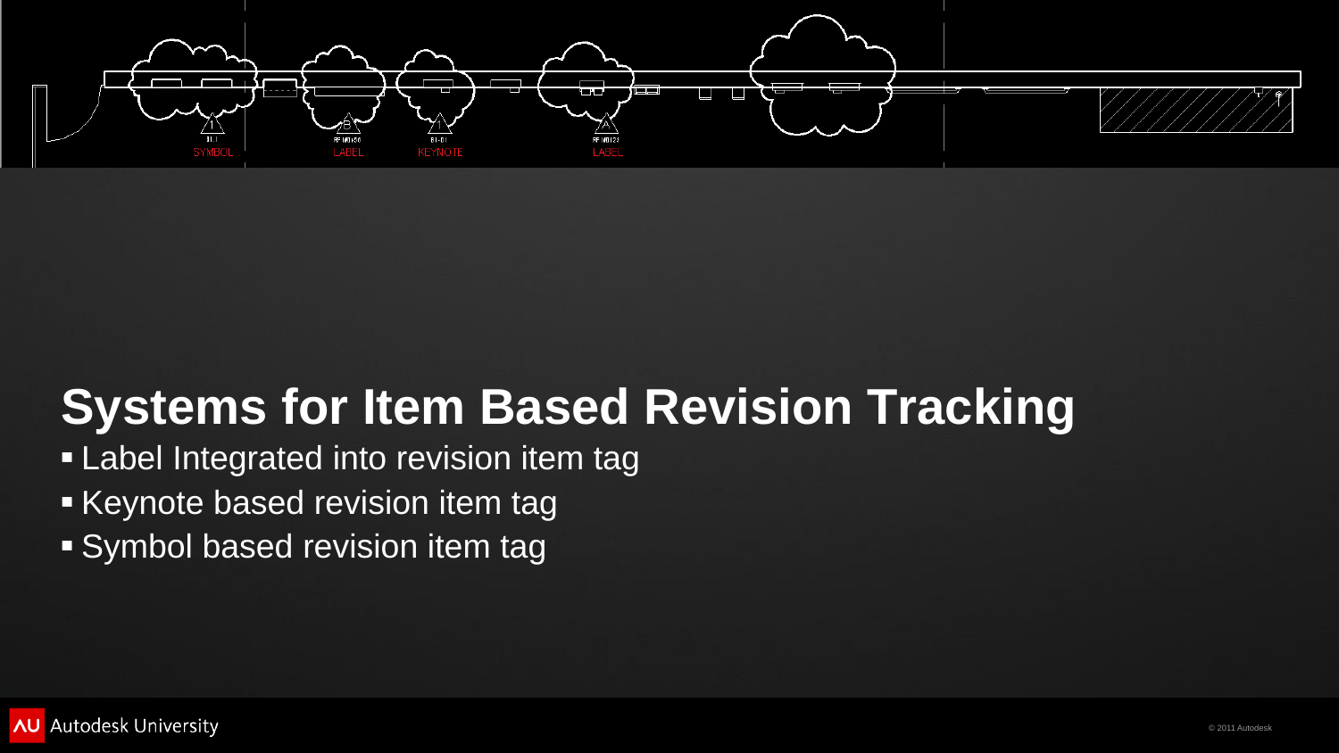# Systems for Item Based Revision Tracking

- Label Integrated into revision item tag
- Keynote based revision item tag
- Symbol based revision item tag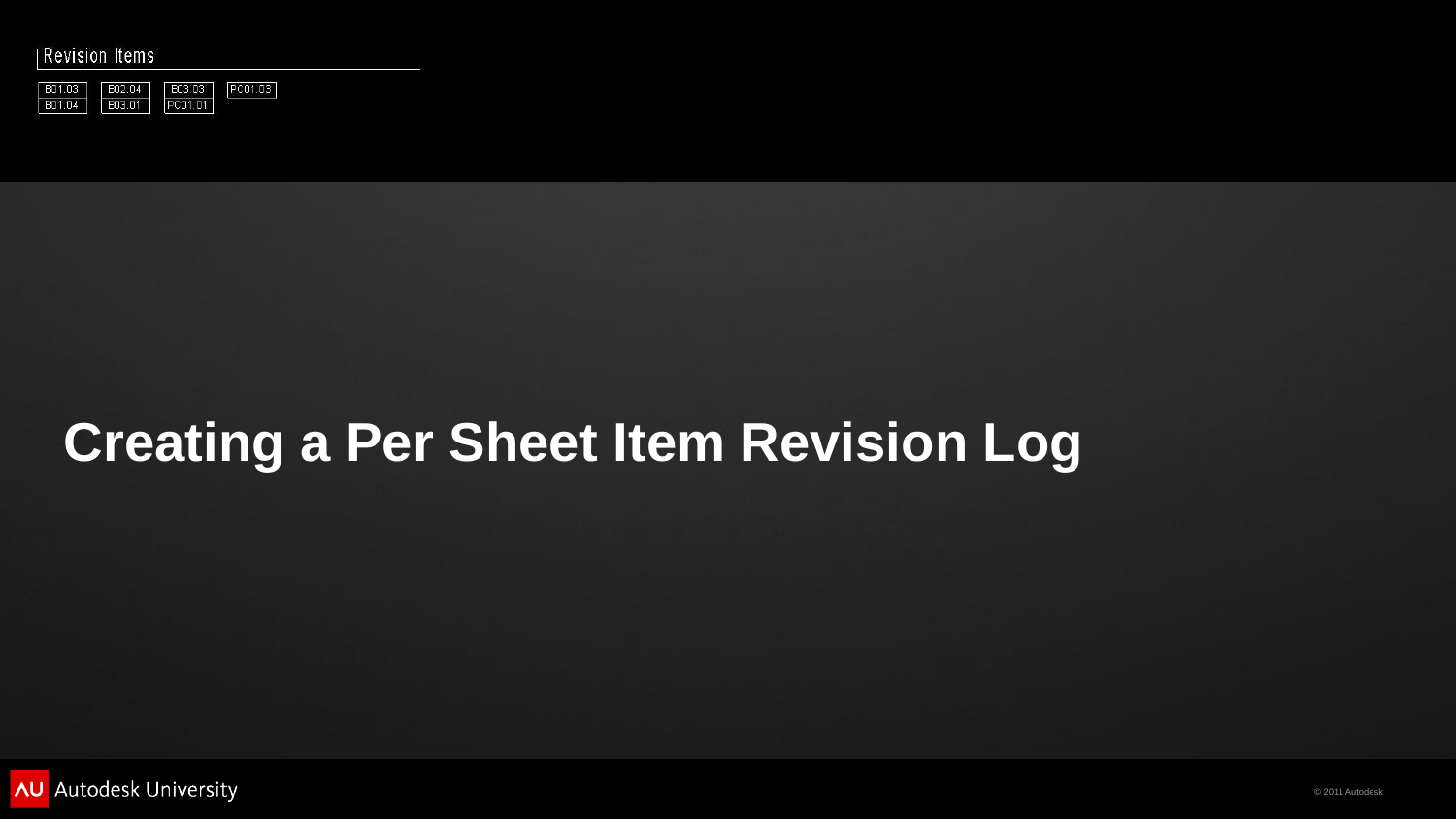Revision Items

| | | | |
|---|---|---|---|
| B01.03 | B02.04 | B03.03 | PC01.03 |
| B01.04 | B03.01 | PC01.01 | |

# Creating a Per Sheet Item Revision Log

Autodesk University

© 2011 Autodesk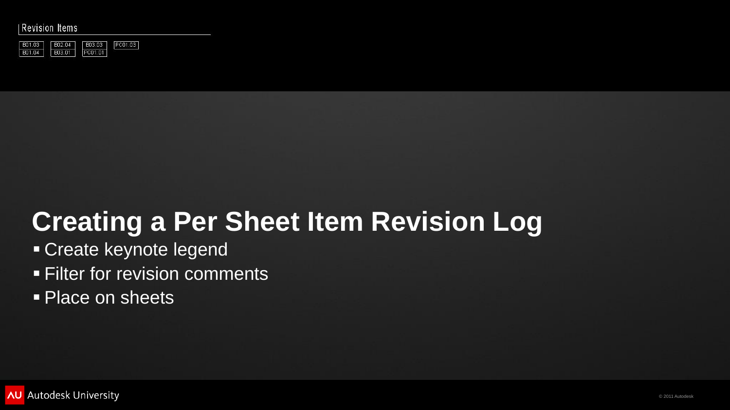Revision Items

| B01.03 | B02.04 | B03.03 | PC01.03 |
| --- | --- | --- | --- |
| B01.04 | B03.01 | PC01.01 | |

# Creating a Per Sheet Item Revision Log

- Create keynote legend
- Filter for revision comments
- Place on sheets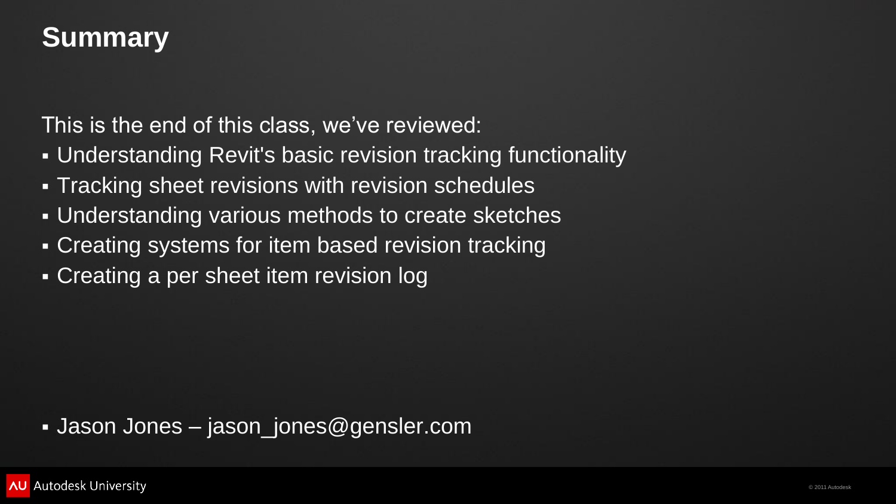# Summary

This is the end of this class, we've reviewed:

- Understanding Revit's basic revision tracking functionality
- Tracking sheet revisions with revision schedules
- Understanding various methods to create sketches
- Creating systems for item based revision tracking
- Creating a per sheet item revision log

- Jason Jones – jason_jones@gensler.com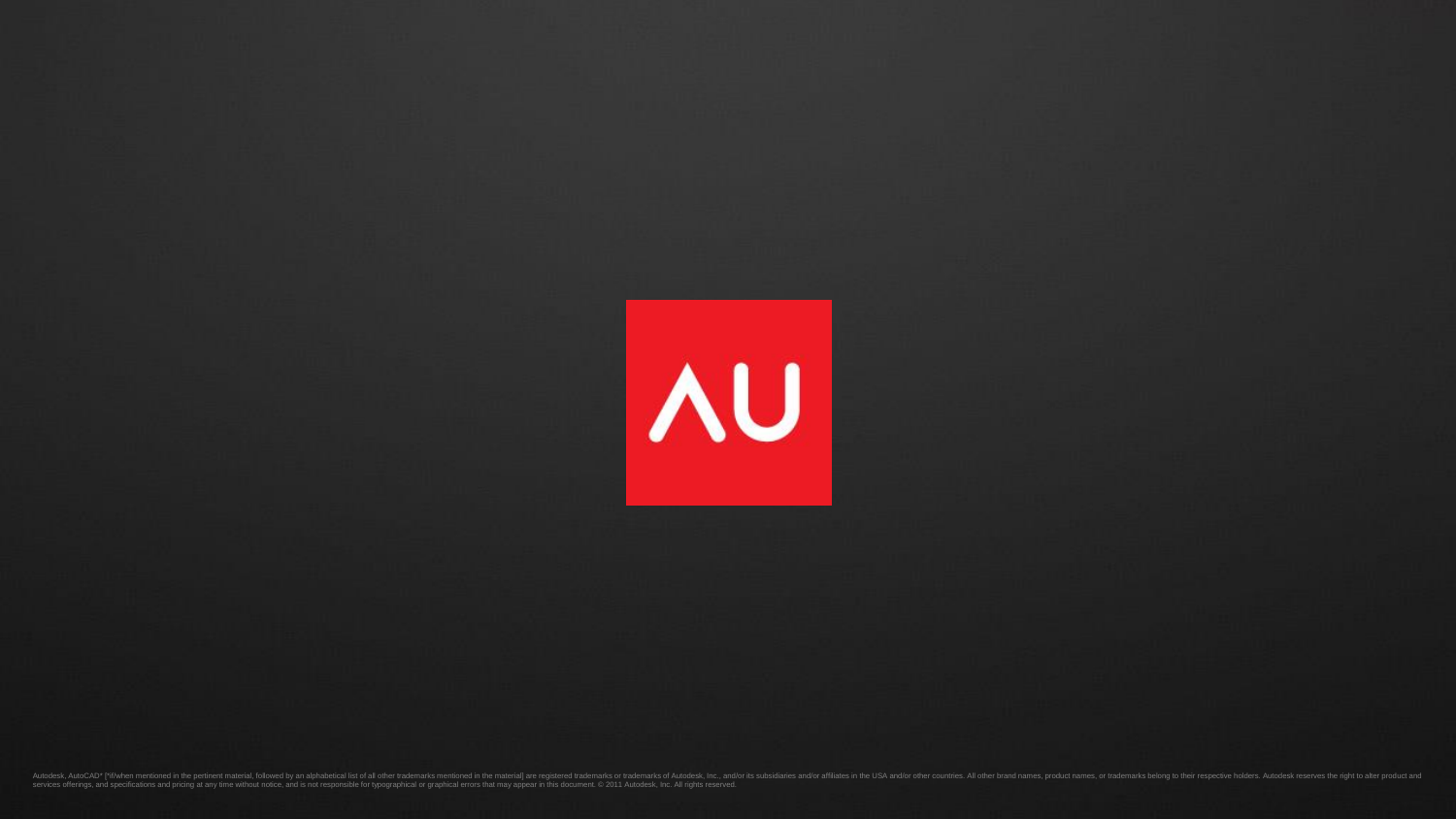AU

Autodesk, AutoCAD* [*if/when mentioned in the pertinent material, followed by an alphabetical list of all other trademarks mentioned in the material] are registered trademarks or trademarks of Autodesk, Inc., and/or its subsidiaries and/or affiliates in the USA and/or other countries. All other brand names, product names, or trademarks belong to their respective holders. Autodesk reserves the right to alter product and services offerings, and specifications and pricing at any time without notice, and is not responsible for typographical or graphical errors that may appear in this document. © 2011 Autodesk, Inc. All rights reserved.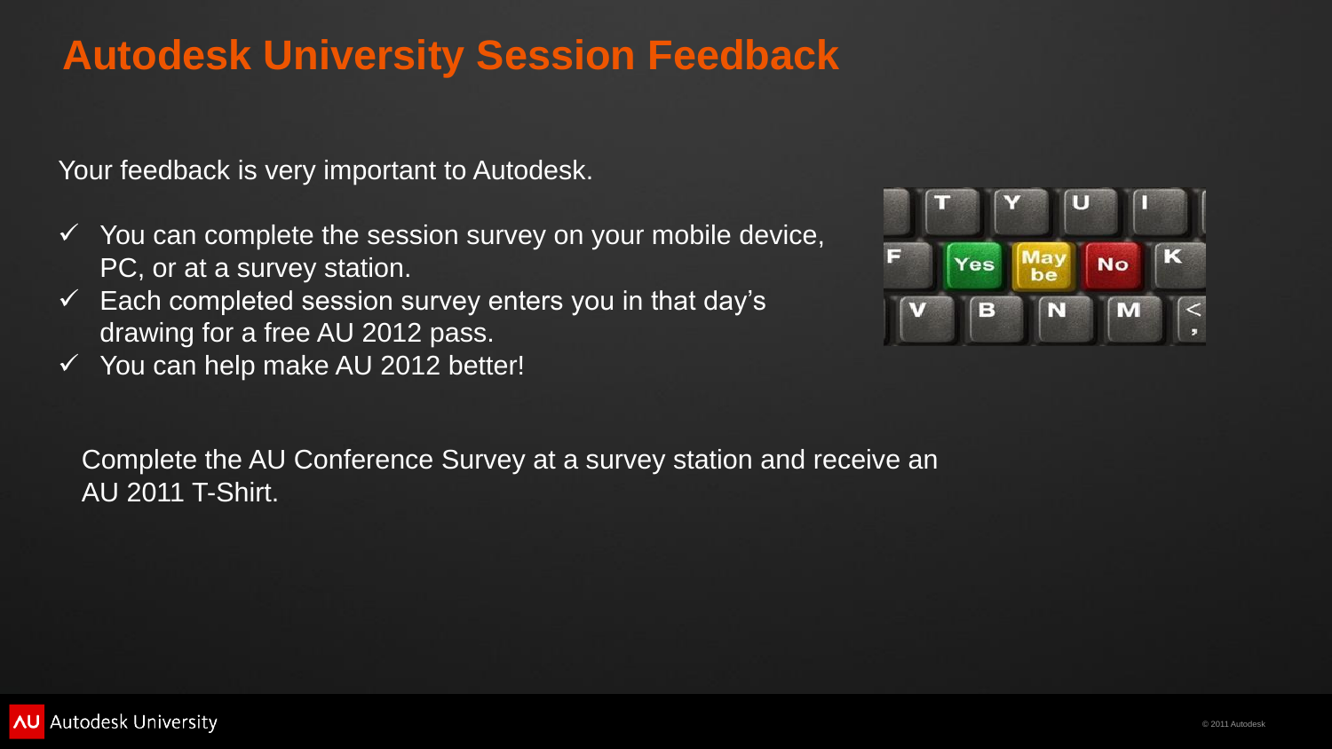# Autodesk University Session Feedback

Your feedback is very important to Autodesk.

- ✓ You can complete the session survey on your mobile device, PC, or at a survey station.
- ✓ Each completed session survey enters you in that day's drawing for a free AU 2012 pass.
- ✓ You can help make AU 2012 better!

Complete the AU Conference Survey at a survey station and receive an AU 2011 T-Shirt.